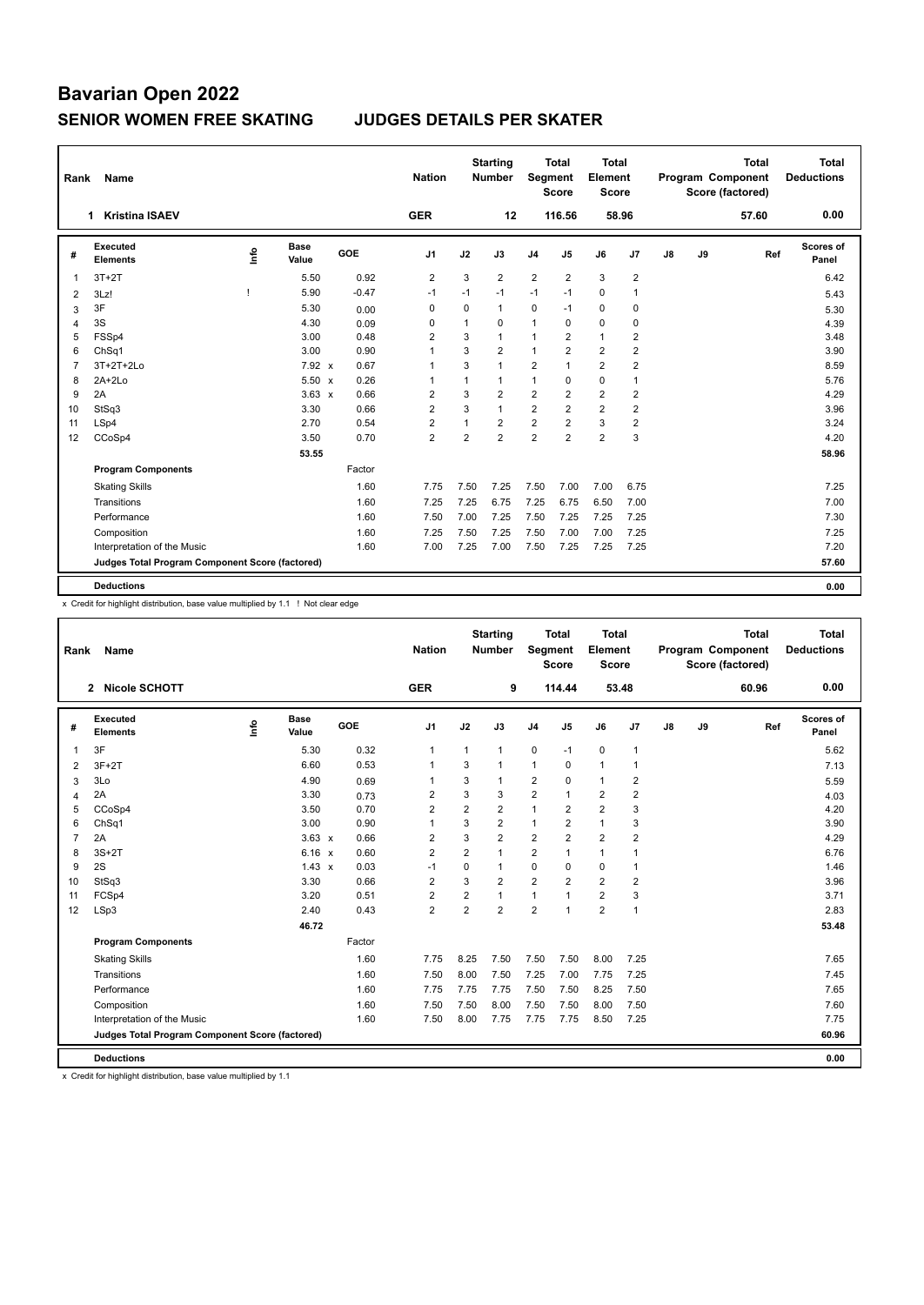# Bavarian Open 2022

## SENIOR WOMEN FREE SKATING JUDGES DETAILS PER SKATER

| Rank | Name | Nation | Starting Number | Total Segment Score | Total Element Score | Total Program Component Score (factored) | Total Deductions |
|---|---|---|---|---|---|---|---|
| 1 | Kristina ISAEV | GER | 12 | 116.56 | 58.96 | 57.60 | 0.00 |

| # | Executed Elements | Info | Base Value | | GOE | J1 | J2 | J3 | J4 | J5 | J6 | J7 | J8 | J9 | Ref | Scores of Panel |
|---|---|---|---|---|---|---|---|---|---|---|---|---|---|---|---|---|
| 1 | 3T+2T | | 5.50 | | 0.92 | 2 | 3 | 2 | 2 | 2 | 3 | 2 | | | | 6.42 |
| 2 | 3Lz! | ! | 5.90 | | -0.47 | -1 | -1 | -1 | -1 | -1 | 0 | 1 | | | | 5.43 |
| 3 | 3F | | 5.30 | | 0.00 | 0 | 0 | 1 | 0 | -1 | 0 | 0 | | | | 5.30 |
| 4 | 3S | | 4.30 | | 0.09 | 0 | 1 | 0 | 1 | 0 | 0 | 0 | | | | 4.39 |
| 5 | FSSp4 | | 3.00 | | 0.48 | 2 | 3 | 1 | 1 | 2 | 1 | 2 | | | | 3.48 |
| 6 | ChSq1 | | 3.00 | | 0.90 | 1 | 3 | 2 | 1 | 2 | 2 | 2 | | | | 3.90 |
| 7 | 3T+2T+2Lo | | 7.92 | x | 0.67 | 1 | 3 | 1 | 2 | 1 | 2 | 2 | | | | 8.59 |
| 8 | 2A+2Lo | | 5.50 | x | 0.26 | 1 | 1 | 1 | 1 | 0 | 0 | 1 | | | | 5.76 |
| 9 | 2A | | 3.63 | x | 0.66 | 2 | 3 | 2 | 2 | 2 | 2 | 2 | | | | 4.29 |
| 10 | StSq3 | | 3.30 | | 0.66 | 2 | 3 | 1 | 2 | 2 | 2 | 2 | | | | 3.96 |
| 11 | LSp4 | | 2.70 | | 0.54 | 2 | 1 | 2 | 2 | 2 | 3 | 2 | | | | 3.24 |
| 12 | CCoSp4 | | 3.50 | | 0.70 | 2 | 2 | 2 | 2 | 2 | 2 | 3 | | | | 4.20 |
| | | | 53.55 | | | | | | | | | | | | | 58.96 |
| | **Program Components** | | | | Factor | | | | | | | | | | | |
| | Skating Skills | | | | 1.60 | 7.75 | 7.50 | 7.25 | 7.50 | 7.00 | 7.00 | 6.75 | | | | 7.25 |
| | Transitions | | | | 1.60 | 7.25 | 7.25 | 6.75 | 7.25 | 6.75 | 6.50 | 7.00 | | | | 7.00 |
| | Performance | | | | 1.60 | 7.50 | 7.00 | 7.25 | 7.50 | 7.25 | 7.25 | 7.25 | | | | 7.30 |
| | Composition | | | | 1.60 | 7.25 | 7.50 | 7.25 | 7.50 | 7.00 | 7.00 | 7.25 | | | | 7.25 |
| | Interpretation of the Music | | | | 1.60 | 7.00 | 7.25 | 7.00 | 7.50 | 7.25 | 7.25 | 7.25 | | | | 7.20 |
| | **Judges Total Program Component Score (factored)** | | | | | | | | | | | | | | | 57.60 |
| | **Deductions** | | | | | | | | | | | | | | | 0.00 |

x Credit for highlight distribution, base value multiplied by 1.1 ! Not clear edge

| Rank | Name | Nation | Starting Number | Total Segment Score | Total Element Score | Total Program Component Score (factored) | Total Deductions |
|---|---|---|---|---|---|---|---|
| 2 | Nicole SCHOTT | GER | 9 | 114.44 | 53.48 | 60.96 | 0.00 |

| # | Executed Elements | Info | Base Value | | GOE | J1 | J2 | J3 | J4 | J5 | J6 | J7 | J8 | J9 | Ref | Scores of Panel |
|---|---|---|---|---|---|---|---|---|---|---|---|---|---|---|---|---|
| 1 | 3F | | 5.30 | | 0.32 | 1 | 1 | 1 | 0 | -1 | 0 | 1 | | | | 5.62 |
| 2 | 3F+2T | | 6.60 | | 0.53 | 1 | 3 | 1 | 1 | 0 | 1 | 1 | | | | 7.13 |
| 3 | 3Lo | | 4.90 | | 0.69 | 1 | 3 | 1 | 2 | 0 | 1 | 2 | | | | 5.59 |
| 4 | 2A | | 3.30 | | 0.73 | 2 | 3 | 3 | 2 | 1 | 2 | 2 | | | | 4.03 |
| 5 | CCoSp4 | | 3.50 | | 0.70 | 2 | 2 | 2 | 1 | 2 | 2 | 3 | | | | 4.20 |
| 6 | ChSq1 | | 3.00 | | 0.90 | 1 | 3 | 2 | 1 | 2 | 1 | 3 | | | | 3.90 |
| 7 | 2A | | 3.63 | x | 0.66 | 2 | 3 | 2 | 2 | 2 | 2 | 2 | | | | 4.29 |
| 8 | 3S+2T | | 6.16 | x | 0.60 | 2 | 2 | 1 | 2 | 1 | 1 | 1 | | | | 6.76 |
| 9 | 2S | | 1.43 | x | 0.03 | -1 | 0 | 1 | 0 | 0 | 0 | 1 | | | | 1.46 |
| 10 | StSq3 | | 3.30 | | 0.66 | 2 | 3 | 2 | 2 | 2 | 2 | 2 | | | | 3.96 |
| 11 | FCSp4 | | 3.20 | | 0.51 | 2 | 2 | 1 | 1 | 1 | 2 | 3 | | | | 3.71 |
| 12 | LSp3 | | 2.40 | | 0.43 | 2 | 2 | 2 | 2 | 1 | 2 | 1 | | | | 2.83 |
| | | | 46.72 | | | | | | | | | | | | | 53.48 |
| | **Program Components** | | | | Factor | | | | | | | | | | | |
| | Skating Skills | | | | 1.60 | 7.75 | 8.25 | 7.50 | 7.50 | 7.50 | 8.00 | 7.25 | | | | 7.65 |
| | Transitions | | | | 1.60 | 7.50 | 8.00 | 7.50 | 7.25 | 7.00 | 7.75 | 7.25 | | | | 7.45 |
| | Performance | | | | 1.60 | 7.75 | 7.75 | 7.75 | 7.50 | 7.50 | 8.25 | 7.50 | | | | 7.65 |
| | Composition | | | | 1.60 | 7.50 | 7.50 | 8.00 | 7.50 | 7.50 | 8.00 | 7.50 | | | | 7.60 |
| | Interpretation of the Music | | | | 1.60 | 7.50 | 8.00 | 7.75 | 7.75 | 7.75 | 8.50 | 7.25 | | | | 7.75 |
| | **Judges Total Program Component Score (factored)** | | | | | | | | | | | | | | | 60.96 |
| | **Deductions** | | | | | | | | | | | | | | | 0.00 |

x Credit for highlight distribution, base value multiplied by 1.1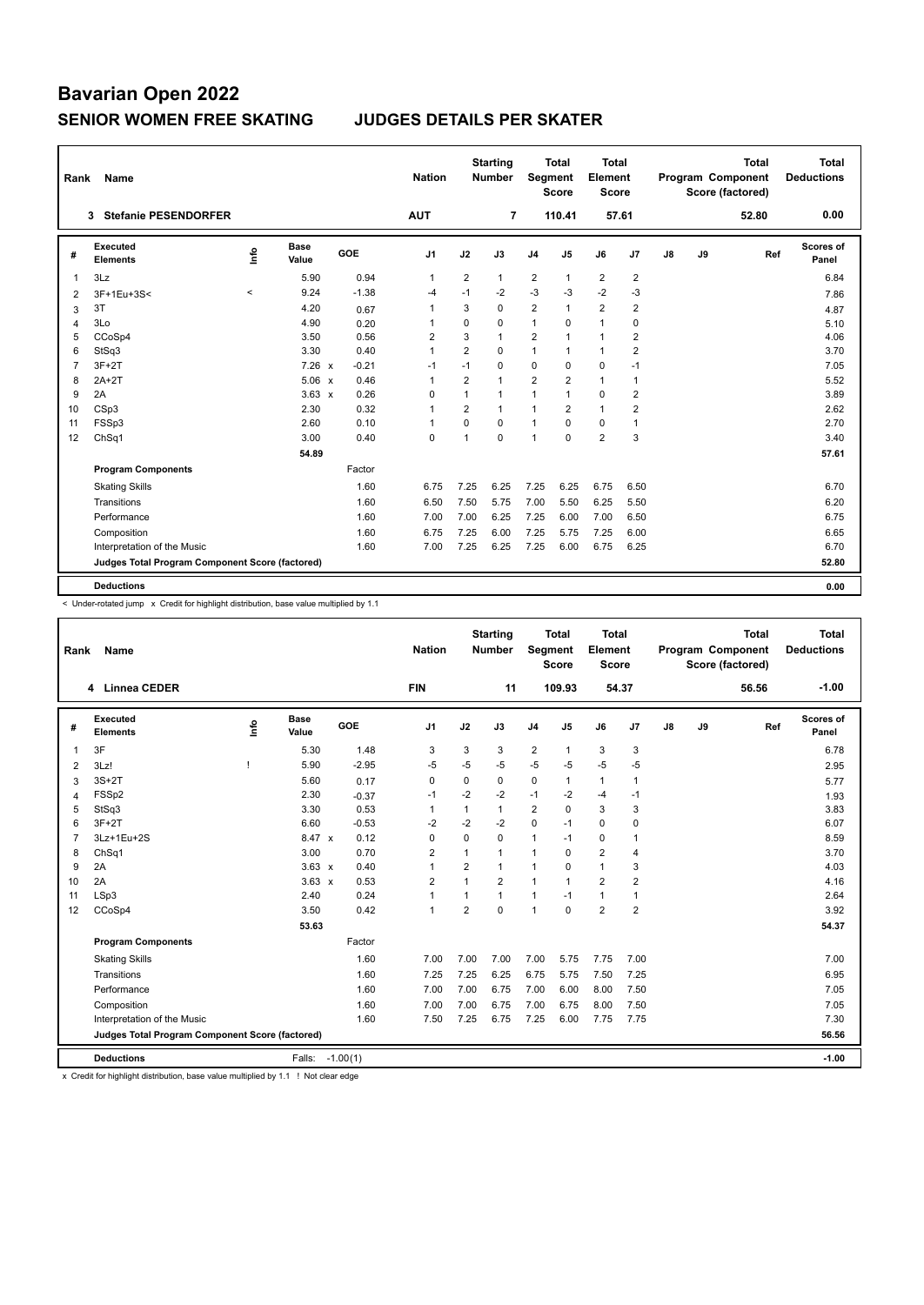# Bavarian Open 2022

## SENIOR WOMEN FREE SKATING JUDGES DETAILS PER SKATER

| Rank | Name | Nation | Starting Number | Total Segment Score | Total Element Score | Total Program Component Score (factored) | Total Deductions |
|---|---|---|---|---|---|---|---|
| 3 | Stefanie PESENDORFER | AUT | 7 | 110.41 | 57.61 | 52.80 | 0.00 |

| # | Executed Elements | Info | Base Value | | GOE | J1 | J2 | J3 | J4 | J5 | J6 | J7 | J8 | J9 | Ref | Scores of Panel |
|---|---|---|---|---|---|---|---|---|---|---|---|---|---|---|---|---|
| 1 | 3Lz | | 5.90 | | 0.94 | 1 | 2 | 1 | 2 | 1 | 2 | 2 | | | | 6.84 |
| 2 | 3F+1Eu+3S< | < | 9.24 | | -1.38 | -4 | -1 | -2 | -3 | -3 | -2 | -3 | | | | 7.86 |
| 3 | 3T | | 4.20 | | 0.67 | 1 | 3 | 0 | 2 | 1 | 2 | 2 | | | | 4.87 |
| 4 | 3Lo | | 4.90 | | 0.20 | 1 | 0 | 0 | 1 | 0 | 1 | 0 | | | | 5.10 |
| 5 | CCoSp4 | | 3.50 | | 0.56 | 2 | 3 | 1 | 2 | 1 | 1 | 2 | | | | 4.06 |
| 6 | StSq3 | | 3.30 | | 0.40 | 1 | 2 | 0 | 1 | 1 | 1 | 2 | | | | 3.70 |
| 7 | 3F+2T | | 7.26 | x | -0.21 | -1 | -1 | 0 | 0 | 0 | 0 | -1 | | | | 7.05 |
| 8 | 2A+2T | | 5.06 | x | 0.46 | 1 | 2 | 1 | 2 | 2 | 1 | 1 | | | | 5.52 |
| 9 | 2A | | 3.63 | x | 0.26 | 0 | 1 | 1 | 1 | 1 | 0 | 2 | | | | 3.89 |
| 10 | CSp3 | | 2.30 | | 0.32 | 1 | 2 | 1 | 1 | 2 | 1 | 2 | | | | 2.62 |
| 11 | FSSp3 | | 2.60 | | 0.10 | 1 | 0 | 0 | 1 | 0 | 0 | 1 | | | | 2.70 |
| 12 | ChSq1 | | 3.00 | | 0.40 | 0 | 1 | 0 | 1 | 0 | 2 | 3 | | | | 3.40 |
| | | | 54.89 | | | | | | | | | | | | | 57.61 |
| | **Program Components** | | | | Factor | | | | | | | | | | | |
| | Skating Skills | | | | 1.60 | 6.75 | 7.25 | 6.25 | 7.25 | 6.25 | 6.75 | 6.50 | | | | 6.70 |
| | Transitions | | | | 1.60 | 6.50 | 7.50 | 5.75 | 7.00 | 5.50 | 6.25 | 5.50 | | | | 6.20 |
| | Performance | | | | 1.60 | 7.00 | 7.00 | 6.25 | 7.25 | 6.00 | 7.00 | 6.50 | | | | 6.75 |
| | Composition | | | | 1.60 | 6.75 | 7.25 | 6.00 | 7.25 | 5.75 | 7.25 | 6.00 | | | | 6.65 |
| | Interpretation of the Music | | | | 1.60 | 7.00 | 7.25 | 6.25 | 7.25 | 6.00 | 6.75 | 6.25 | | | | 6.70 |
| | **Judges Total Program Component Score (factored)** | | | | | | | | | | | | | | | 52.80 |
| | **Deductions** | | | | | | | | | | | | | | | 0.00 |

< Under-rotated jump x Credit for highlight distribution, base value multiplied by 1.1

| Rank | Name | Nation | Starting Number | Total Segment Score | Total Element Score | Total Program Component Score (factored) | Total Deductions |
|---|---|---|---|---|---|---|---|
| 4 | Linnea CEDER | FIN | 11 | 109.93 | 54.37 | 56.56 | -1.00 |

| # | Executed Elements | Info | Base Value | | GOE | J1 | J2 | J3 | J4 | J5 | J6 | J7 | J8 | J9 | Ref | Scores of Panel |
|---|---|---|---|---|---|---|---|---|---|---|---|---|---|---|---|---|
| 1 | 3F | | 5.30 | | 1.48 | 3 | 3 | 3 | 2 | 1 | 3 | 3 | | | | 6.78 |
| 2 | 3Lz! | ! | 5.90 | | -2.95 | -5 | -5 | -5 | -5 | -5 | -5 | -5 | | | | 2.95 |
| 3 | 3S+2T | | 5.60 | | 0.17 | 0 | 0 | 0 | 0 | 1 | 1 | 1 | | | | 5.77 |
| 4 | FSSp2 | | 2.30 | | -0.37 | -1 | -2 | -2 | -1 | -2 | -4 | -1 | | | | 1.93 |
| 5 | StSq3 | | 3.30 | | 0.53 | 1 | 1 | 1 | 2 | 0 | 3 | 3 | | | | 3.83 |
| 6 | 3F+2T | | 6.60 | | -0.53 | -2 | -2 | -2 | 0 | -1 | 0 | 0 | | | | 6.07 |
| 7 | 3Lz+1Eu+2S | | 8.47 | x | 0.12 | 0 | 0 | 0 | 1 | -1 | 0 | 1 | | | | 8.59 |
| 8 | ChSq1 | | 3.00 | | 0.70 | 2 | 1 | 1 | 1 | 0 | 2 | 4 | | | | 3.70 |
| 9 | 2A | | 3.63 | x | 0.40 | 1 | 2 | 1 | 1 | 0 | 1 | 3 | | | | 4.03 |
| 10 | 2A | | 3.63 | x | 0.53 | 2 | 1 | 2 | 1 | 1 | 2 | 2 | | | | 4.16 |
| 11 | LSp3 | | 2.40 | | 0.24 | 1 | 1 | 1 | 1 | -1 | 1 | 1 | | | | 2.64 |
| 12 | CCoSp4 | | 3.50 | | 0.42 | 1 | 2 | 0 | 1 | 0 | 2 | 2 | | | | 3.92 |
| | | | 53.63 | | | | | | | | | | | | | 54.37 |
| | **Program Components** | | | | Factor | | | | | | | | | | | |
| | Skating Skills | | | | 1.60 | 7.00 | 7.00 | 7.00 | 7.00 | 5.75 | 7.75 | 7.00 | | | | 7.00 |
| | Transitions | | | | 1.60 | 7.25 | 7.25 | 6.25 | 6.75 | 5.75 | 7.50 | 7.25 | | | | 6.95 |
| | Performance | | | | 1.60 | 7.00 | 7.00 | 6.75 | 7.00 | 6.00 | 8.00 | 7.50 | | | | 7.05 |
| | Composition | | | | 1.60 | 7.00 | 7.00 | 6.75 | 7.00 | 6.75 | 8.00 | 7.50 | | | | 7.05 |
| | Interpretation of the Music | | | | 1.60 | 7.50 | 7.25 | 6.75 | 7.25 | 6.00 | 7.75 | 7.75 | | | | 7.30 |
| | **Judges Total Program Component Score (factored)** | | | | | | | | | | | | | | | 56.56 |
| | **Deductions** | | Falls: | | -1.00(1) | | | | | | | | | | | -1.00 |

x Credit for highlight distribution, base value multiplied by 1.1 ! Not clear edge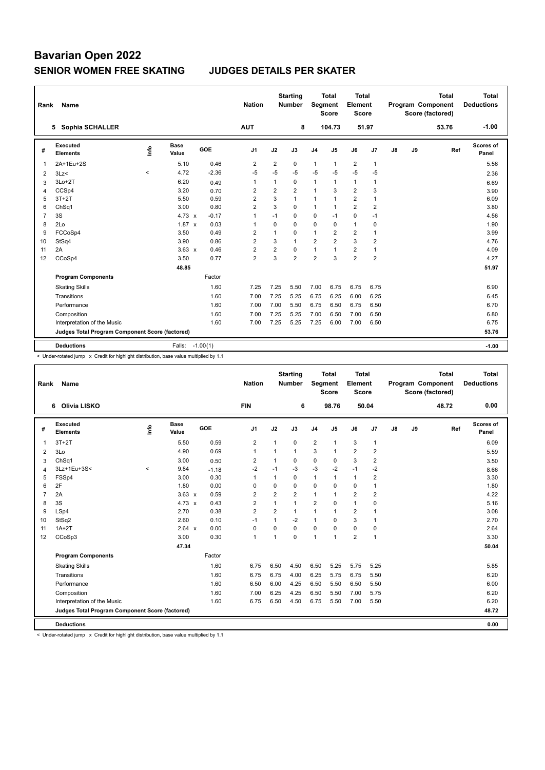# Bavarian Open 2022

## SENIOR WOMEN FREE SKATING — JUDGES DETAILS PER SKATER

| Rank | Name | Nation | Starting Number | Total Segment Score | Total Element Score | Total Program Component Score (factored) | Total Deductions |
|---|---|---|---|---|---|---|---|
| 5 | Sophia SCHALLER | AUT | 8 | 104.73 | 51.97 | 53.76 | -1.00 |

| # | Executed Elements | Info | Base Value | | GOE | J1 | J2 | J3 | J4 | J5 | J6 | J7 | J8 | J9 | Ref | Scores of Panel |
|---|---|---|---|---|---|---|---|---|---|---|---|---|---|---|---|---|
| 1 | 2A+1Eu+2S | | 5.10 | | 0.46 | 2 | 2 | 0 | 1 | 1 | 2 | 1 | | | | 5.56 |
| 2 | 3Lz< | < | 4.72 | | -2.36 | -5 | -5 | -5 | -5 | -5 | -5 | -5 | | | | 2.36 |
| 3 | 3Lo+2T | | 6.20 | | 0.49 | 1 | 1 | 0 | 1 | 1 | 1 | 1 | | | | 6.69 |
| 4 | CCSp4 | | 3.20 | | 0.70 | 2 | 2 | 2 | 1 | 3 | 2 | 3 | | | | 3.90 |
| 5 | 3T+2T | | 5.50 | | 0.59 | 2 | 3 | 1 | 1 | 1 | 2 | 1 | | | | 6.09 |
| 6 | ChSq1 | | 3.00 | | 0.80 | 2 | 3 | 0 | 1 | 1 | 2 | 2 | | | | 3.80 |
| 7 | 3S | | 4.73 | x | -0.17 | 1 | -1 | 0 | 0 | -1 | 0 | -1 | | | | 4.56 |
| 8 | 2Lo | | 1.87 | x | 0.03 | 1 | 0 | 0 | 0 | 0 | 1 | 0 | | | | 1.90 |
| 9 | FCCoSp4 | | 3.50 | | 0.49 | 2 | 1 | 0 | 1 | 2 | 2 | 1 | | | | 3.99 |
| 10 | StSq4 | | 3.90 | | 0.86 | 2 | 3 | 1 | 2 | 2 | 3 | 2 | | | | 4.76 |
| 11 | 2A | | 3.63 | x | 0.46 | 2 | 2 | 0 | 1 | 1 | 2 | 1 | | | | 4.09 |
| 12 | CCoSp4 | | 3.50 | | 0.77 | 2 | 3 | 2 | 2 | 3 | 2 | 2 | | | | 4.27 |
| | | | 48.85 | | | | | | | | | | | | | 51.97 |
| | **Program Components** | | | | Factor | | | | | | | | | | | |
| | Skating Skills | | | | 1.60 | 7.25 | 7.25 | 5.50 | 7.00 | 6.75 | 6.75 | 6.75 | | | | 6.90 |
| | Transitions | | | | 1.60 | 7.00 | 7.25 | 5.25 | 6.75 | 6.25 | 6.00 | 6.25 | | | | 6.45 |
| | Performance | | | | 1.60 | 7.00 | 7.00 | 5.50 | 6.75 | 6.50 | 6.75 | 6.50 | | | | 6.70 |
| | Composition | | | | 1.60 | 7.00 | 7.25 | 5.25 | 7.00 | 6.50 | 7.00 | 6.50 | | | | 6.80 |
| | Interpretation of the Music | | | | 1.60 | 7.00 | 7.25 | 5.25 | 7.25 | 6.00 | 7.00 | 6.50 | | | | 6.75 |
| | **Judges Total Program Component Score (factored)** | | | | | | | | | | | | | | | 53.76 |
| | **Deductions** | | Falls: | | -1.00(1) | | | | | | | | | | | -1.00 |

< Under-rotated jump x Credit for highlight distribution, base value multiplied by 1.1

| Rank | Name | Nation | Starting Number | Total Segment Score | Total Element Score | Total Program Component Score (factored) | Total Deductions |
|---|---|---|---|---|---|---|---|
| 6 | Olivia LISKO | FIN | 6 | 98.76 | 50.04 | 48.72 | 0.00 |

| # | Executed Elements | Info | Base Value | | GOE | J1 | J2 | J3 | J4 | J5 | J6 | J7 | J8 | J9 | Ref | Scores of Panel |
|---|---|---|---|---|---|---|---|---|---|---|---|---|---|---|---|---|
| 1 | 3T+2T | | 5.50 | | 0.59 | 2 | 1 | 0 | 2 | 1 | 3 | 1 | | | | 6.09 |
| 2 | 3Lo | | 4.90 | | 0.69 | 1 | 1 | 1 | 3 | 1 | 2 | 2 | | | | 5.59 |
| 3 | ChSq1 | | 3.00 | | 0.50 | 2 | 1 | 0 | 0 | 0 | 3 | 2 | | | | 3.50 |
| 4 | 3Lz+1Eu+3S< | < | 9.84 | | -1.18 | -2 | -1 | -3 | -3 | -2 | -1 | -2 | | | | 8.66 |
| 5 | FSSp4 | | 3.00 | | 0.30 | 1 | 1 | 0 | 1 | 1 | 1 | 2 | | | | 3.30 |
| 6 | 2F | | 1.80 | | 0.00 | 0 | 0 | 0 | 0 | 0 | 0 | 1 | | | | 1.80 |
| 7 | 2A | | 3.63 | x | 0.59 | 2 | 2 | 2 | 1 | 1 | 2 | 2 | | | | 4.22 |
| 8 | 3S | | 4.73 | x | 0.43 | 2 | 1 | 1 | 2 | 0 | 1 | 0 | | | | 5.16 |
| 9 | LSp4 | | 2.70 | | 0.38 | 2 | 2 | 1 | 1 | 1 | 2 | 1 | | | | 3.08 |
| 10 | StSq2 | | 2.60 | | 0.10 | -1 | 1 | -2 | 1 | 0 | 3 | 1 | | | | 2.70 |
| 11 | 1A+2T | | 2.64 | x | 0.00 | 0 | 0 | 0 | 0 | 0 | 0 | 0 | | | | 2.64 |
| 12 | CCoSp3 | | 3.00 | | 0.30 | 1 | 1 | 0 | 1 | 1 | 2 | 1 | | | | 3.30 |
| | | | 47.34 | | | | | | | | | | | | | 50.04 |
| | **Program Components** | | | | Factor | | | | | | | | | | | |
| | Skating Skills | | | | 1.60 | 6.75 | 6.50 | 4.50 | 6.50 | 5.25 | 5.75 | 5.25 | | | | 5.85 |
| | Transitions | | | | 1.60 | 6.75 | 6.75 | 4.00 | 6.25 | 5.75 | 6.75 | 5.50 | | | | 6.20 |
| | Performance | | | | 1.60 | 6.50 | 6.00 | 4.25 | 6.50 | 5.50 | 6.50 | 5.50 | | | | 6.00 |
| | Composition | | | | 1.60 | 7.00 | 6.25 | 4.25 | 6.50 | 5.50 | 7.00 | 5.75 | | | | 6.20 |
| | Interpretation of the Music | | | | 1.60 | 6.75 | 6.50 | 4.50 | 6.75 | 5.50 | 7.00 | 5.50 | | | | 6.20 |
| | **Judges Total Program Component Score (factored)** | | | | | | | | | | | | | | | 48.72 |
| | **Deductions** | | | | | | | | | | | | | | | 0.00 |

< Under-rotated jump x Credit for highlight distribution, base value multiplied by 1.1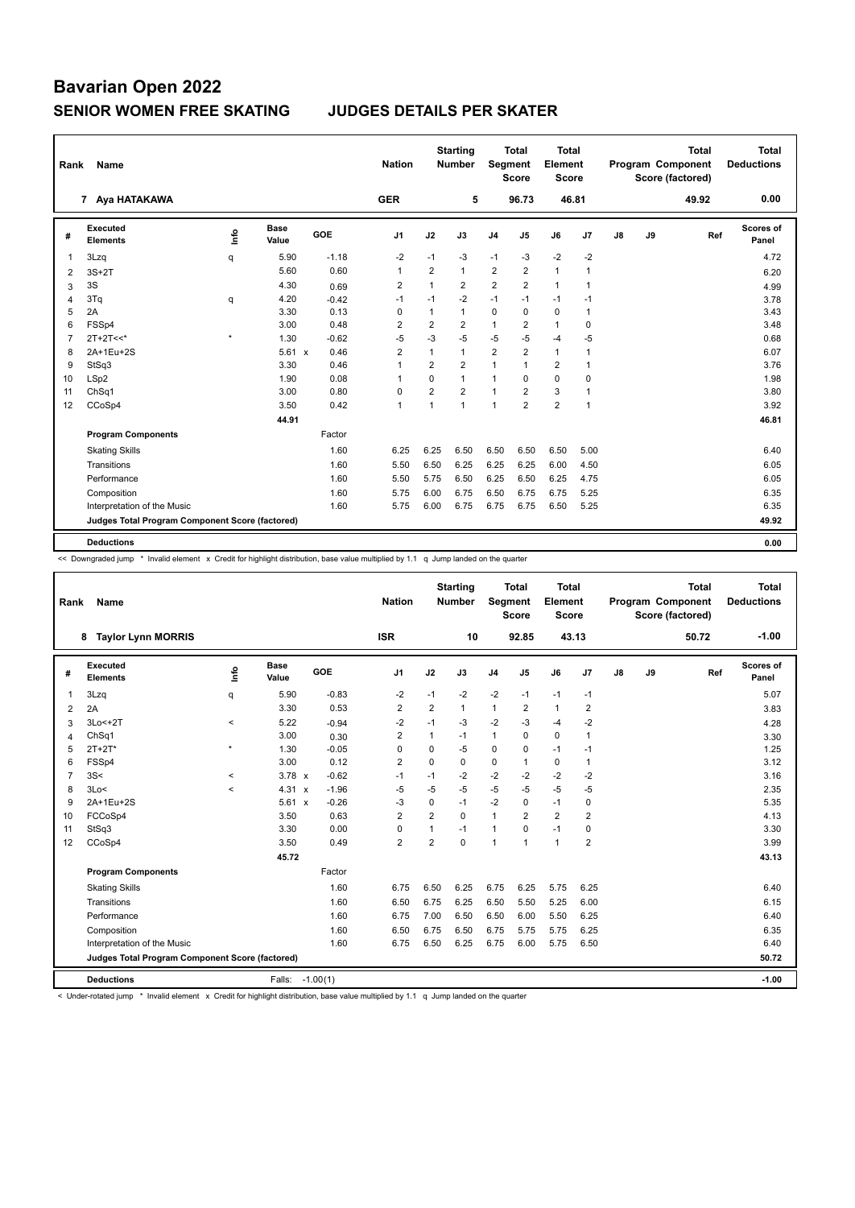# Bavarian Open 2022

## SENIOR WOMEN FREE SKATING JUDGES DETAILS PER SKATER

| Rank | Name | Nation | Starting Number | Total Segment Score | Total Element Score | Total Program Component Score (factored) | Total Deductions |
|---|---|---|---|---|---|---|---|
| 7 | Aya HATAKAWA | GER | 5 | 96.73 | 46.81 | 49.92 | 0.00 |

| # | Executed Elements | Info | Base Value | | GOE | J1 | J2 | J3 | J4 | J5 | J6 | J7 | J8 | J9 | Ref | Scores of Panel |
|---|---|---|---|---|---|---|---|---|---|---|---|---|---|---|---|---|
| 1 | 3Lzq | q | 5.90 | | -1.18 | -2 | -1 | -3 | -1 | -3 | -2 | -2 | | | | 4.72 |
| 2 | 3S+2T | | 5.60 | | 0.60 | 1 | 2 | 1 | 2 | 2 | 1 | 1 | | | | 6.20 |
| 3 | 3S | | 4.30 | | 0.69 | 2 | 1 | 2 | 2 | 2 | 1 | 1 | | | | 4.99 |
| 4 | 3Tq | q | 4.20 | | -0.42 | -1 | -1 | -2 | -1 | -1 | -1 | -1 | | | | 3.78 |
| 5 | 2A | | 3.30 | | 0.13 | 0 | 1 | 1 | 0 | 0 | 0 | 1 | | | | 3.43 |
| 6 | FSSp4 | | 3.00 | | 0.48 | 2 | 2 | 2 | 1 | 2 | 1 | 0 | | | | 3.48 |
| 7 | 2T+2T<<* | * | 1.30 | | -0.62 | -5 | -3 | -5 | -5 | -5 | -4 | -5 | | | | 0.68 |
| 8 | 2A+1Eu+2S | | 5.61 | x | 0.46 | 2 | 1 | 1 | 2 | 2 | 1 | 1 | | | | 6.07 |
| 9 | StSq3 | | 3.30 | | 0.46 | 1 | 2 | 2 | 1 | 1 | 2 | 1 | | | | 3.76 |
| 10 | LSp2 | | 1.90 | | 0.08 | 1 | 0 | 1 | 1 | 0 | 0 | 0 | | | | 1.98 |
| 11 | ChSq1 | | 3.00 | | 0.80 | 0 | 2 | 2 | 1 | 2 | 3 | 1 | | | | 3.80 |
| 12 | CCoSp4 | | 3.50 | | 0.42 | 1 | 1 | 1 | 1 | 2 | 2 | 1 | | | | 3.92 |
| | | | 44.91 | | | | | | | | | | | | | 46.81 |
| | **Program Components** | | | | Factor | | | | | | | | | | | |
| | Skating Skills | | | | 1.60 | 6.25 | 6.25 | 6.50 | 6.50 | 6.50 | 6.50 | 5.00 | | | | 6.40 |
| | Transitions | | | | 1.60 | 5.50 | 6.50 | 6.25 | 6.25 | 6.25 | 6.00 | 4.50 | | | | 6.05 |
| | Performance | | | | 1.60 | 5.50 | 5.75 | 6.50 | 6.25 | 6.50 | 6.25 | 4.75 | | | | 6.05 |
| | Composition | | | | 1.60 | 5.75 | 6.00 | 6.75 | 6.50 | 6.75 | 6.75 | 5.25 | | | | 6.35 |
| | Interpretation of the Music | | | | 1.60 | 5.75 | 6.00 | 6.75 | 6.75 | 6.75 | 6.50 | 5.25 | | | | 6.35 |
| | **Judges Total Program Component Score (factored)** | | | | | | | | | | | | | | | 49.92 |
| | **Deductions** | | | | | | | | | | | | | | | 0.00 |

<< Downgraded jump * Invalid element x Credit for highlight distribution, base value multiplied by 1.1 q Jump landed on the quarter

| Rank | Name | Nation | Starting Number | Total Segment Score | Total Element Score | Total Program Component Score (factored) | Total Deductions |
|---|---|---|---|---|---|---|---|
| 8 | Taylor Lynn MORRIS | ISR | 10 | 92.85 | 43.13 | 50.72 | -1.00 |

| # | Executed Elements | Info | Base Value | | GOE | J1 | J2 | J3 | J4 | J5 | J6 | J7 | J8 | J9 | Ref | Scores of Panel |
|---|---|---|---|---|---|---|---|---|---|---|---|---|---|---|---|---|
| 1 | 3Lzq | q | 5.90 | | -0.83 | -2 | -1 | -2 | -2 | -1 | -1 | -1 | | | | 5.07 |
| 2 | 2A | | 3.30 | | 0.53 | 2 | 2 | 1 | 1 | 2 | 1 | 2 | | | | 3.83 |
| 3 | 3Lo<+2T | < | 5.22 | | -0.94 | -2 | -1 | -3 | -2 | -3 | -4 | -2 | | | | 4.28 |
| 4 | ChSq1 | | 3.00 | | 0.30 | 2 | 1 | -1 | 1 | 0 | 0 | 1 | | | | 3.30 |
| 5 | 2T+2T* | * | 1.30 | | -0.05 | 0 | 0 | -5 | 0 | 0 | -1 | -1 | | | | 1.25 |
| 6 | FSSp4 | | 3.00 | | 0.12 | 2 | 0 | 0 | 0 | 1 | 0 | 1 | | | | 3.12 |
| 7 | 3S< | < | 3.78 | x | -0.62 | -1 | -1 | -2 | -2 | -2 | -2 | -2 | | | | 3.16 |
| 8 | 3Lo< | < | 4.31 | x | -1.96 | -5 | -5 | -5 | -5 | -5 | -5 | -5 | | | | 2.35 |
| 9 | 2A+1Eu+2S | | 5.61 | x | -0.26 | -3 | 0 | -1 | -2 | 0 | -1 | 0 | | | | 5.35 |
| 10 | FCCoSp4 | | 3.50 | | 0.63 | 2 | 2 | 0 | 1 | 2 | 2 | 2 | | | | 4.13 |
| 11 | StSq3 | | 3.30 | | 0.00 | 0 | 1 | -1 | 1 | 0 | -1 | 0 | | | | 3.30 |
| 12 | CCoSp4 | | 3.50 | | 0.49 | 2 | 2 | 0 | 1 | 1 | 1 | 2 | | | | 3.99 |
| | | | 45.72 | | | | | | | | | | | | | 43.13 |
| | **Program Components** | | | | Factor | | | | | | | | | | | |
| | Skating Skills | | | | 1.60 | 6.75 | 6.50 | 6.25 | 6.75 | 6.25 | 5.75 | 6.25 | | | | 6.40 |
| | Transitions | | | | 1.60 | 6.50 | 6.75 | 6.25 | 6.50 | 5.50 | 5.25 | 6.00 | | | | 6.15 |
| | Performance | | | | 1.60 | 6.75 | 7.00 | 6.50 | 6.50 | 6.00 | 5.50 | 6.25 | | | | 6.40 |
| | Composition | | | | 1.60 | 6.50 | 6.75 | 6.50 | 6.75 | 5.75 | 5.75 | 6.25 | | | | 6.35 |
| | Interpretation of the Music | | | | 1.60 | 6.75 | 6.50 | 6.25 | 6.75 | 6.00 | 5.75 | 6.50 | | | | 6.40 |
| | **Judges Total Program Component Score (factored)** | | | | | | | | | | | | | | | 50.72 |
| | **Deductions** | | Falls: | | -1.00(1) | | | | | | | | | | | -1.00 |

< Under-rotated jump * Invalid element x Credit for highlight distribution, base value multiplied by 1.1 q Jump landed on the quarter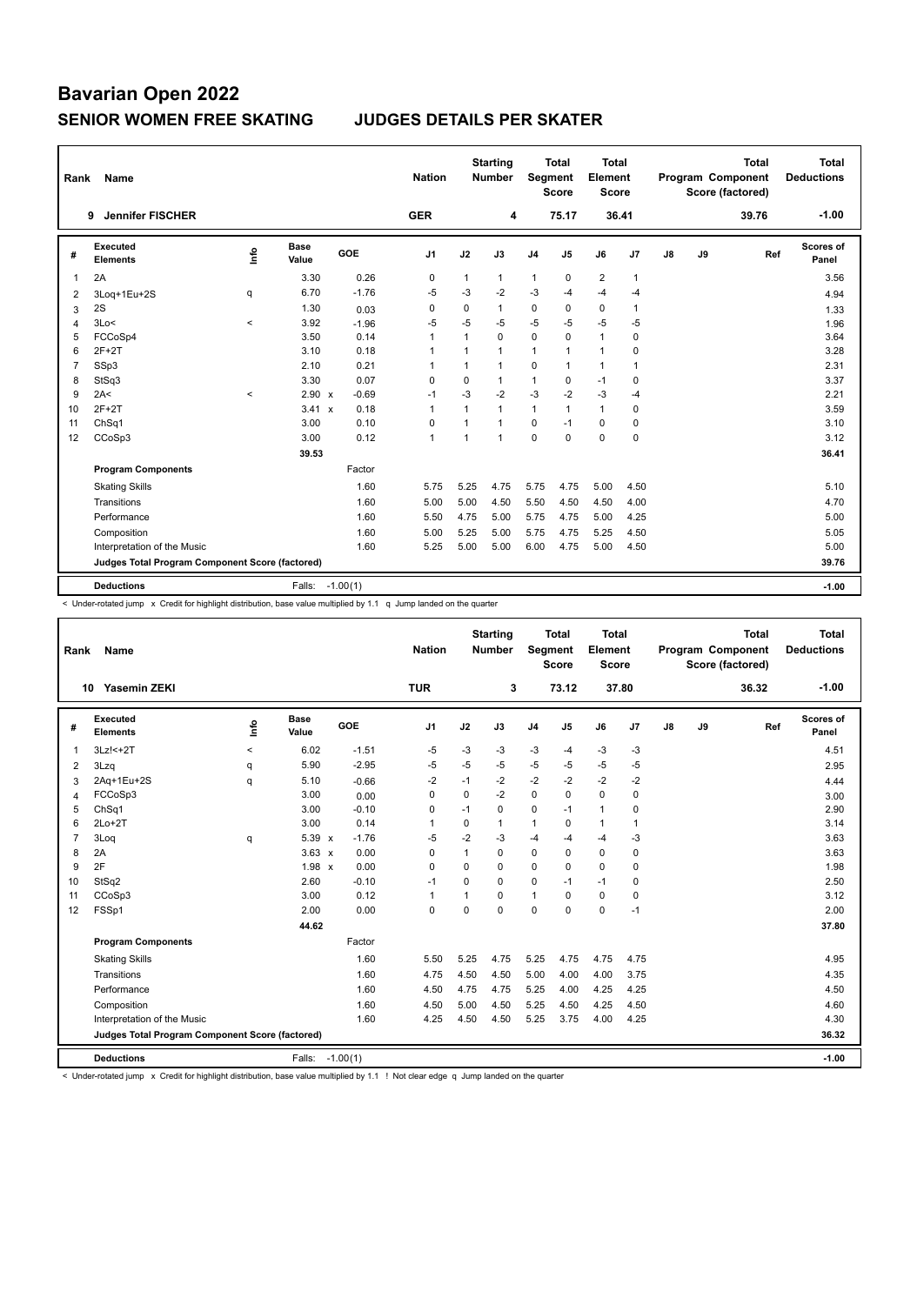# Bavarian Open 2022

## SENIOR WOMEN FREE SKATING    JUDGES DETAILS PER SKATER

| Rank | Name | Nation | Starting Number | Total Segment Score | Total Element Score | Total Program Component Score (factored) | Total Deductions |
|---|---|---|---|---|---|---|---|
| 9 | Jennifer FISCHER | GER | 4 | 75.17 | 36.41 | 39.76 | -1.00 |

| # | Executed Elements | Info | Base Value | | GOE | J1 | J2 | J3 | J4 | J5 | J6 | J7 | J8 | J9 | Ref | Scores of Panel |
|---|---|---|---|---|---|---|---|---|---|---|---|---|---|---|---|---|
| 1 | 2A | | 3.30 | | 0.26 | 0 | 1 | 1 | 1 | 0 | 2 | 1 | | | | 3.56 |
| 2 | 3Loq+1Eu+2S | q | 6.70 | | -1.76 | -5 | -3 | -2 | -3 | -4 | -4 | -4 | | | | 4.94 |
| 3 | 2S | | 1.30 | | 0.03 | 0 | 0 | 1 | 0 | 0 | 0 | 1 | | | | 1.33 |
| 4 | 3Lo< | < | 3.92 | | -1.96 | -5 | -5 | -5 | -5 | -5 | -5 | -5 | | | | 1.96 |
| 5 | FCCoSp4 | | 3.50 | | 0.14 | 1 | 1 | 0 | 0 | 0 | 1 | 0 | | | | 3.64 |
| 6 | 2F+2T | | 3.10 | | 0.18 | 1 | 1 | 1 | 1 | 1 | 1 | 0 | | | | 3.28 |
| 7 | SSp3 | | 2.10 | | 0.21 | 1 | 1 | 1 | 0 | 1 | 1 | 1 | | | | 2.31 |
| 8 | StSq3 | | 3.30 | | 0.07 | 0 | 0 | 1 | 1 | 0 | -1 | 0 | | | | 3.37 |
| 9 | 2A< | < | 2.90 | x | -0.69 | -1 | -3 | -2 | -3 | -2 | -3 | -4 | | | | 2.21 |
| 10 | 2F+2T | | 3.41 | x | 0.18 | 1 | 1 | 1 | 1 | 1 | 1 | 0 | | | | 3.59 |
| 11 | ChSq1 | | 3.00 | | 0.10 | 0 | 1 | 1 | 0 | -1 | 0 | 0 | | | | 3.10 |
| 12 | CCoSp3 | | 3.00 | | 0.12 | 1 | 1 | 1 | 0 | 0 | 0 | 0 | | | | 3.12 |
| | | | 39.53 | | | | | | | | | | | | | 36.41 |
| | **Program Components** | | | | Factor | | | | | | | | | | | |
| | Skating Skills | | | | 1.60 | 5.75 | 5.25 | 4.75 | 5.75 | 4.75 | 5.00 | 4.50 | | | | 5.10 |
| | Transitions | | | | 1.60 | 5.00 | 5.00 | 4.50 | 5.50 | 4.50 | 4.50 | 4.00 | | | | 4.70 |
| | Performance | | | | 1.60 | 5.50 | 4.75 | 5.00 | 5.75 | 4.75 | 5.00 | 4.25 | | | | 5.00 |
| | Composition | | | | 1.60 | 5.00 | 5.25 | 5.00 | 5.75 | 4.75 | 5.25 | 4.50 | | | | 5.05 |
| | Interpretation of the Music | | | | 1.60 | 5.25 | 5.00 | 5.00 | 6.00 | 4.75 | 5.00 | 4.50 | | | | 5.00 |
| | **Judges Total Program Component Score (factored)** | | | | | | | | | | | | | | | 39.76 |
| | **Deductions** | | Falls: | | -1.00(1) | | | | | | | | | | | -1.00 |

< Under-rotated jump x Credit for highlight distribution, base value multiplied by 1.1 q Jump landed on the quarter

| Rank | Name | Nation | Starting Number | Total Segment Score | Total Element Score | Total Program Component Score (factored) | Total Deductions |
|---|---|---|---|---|---|---|---|
| 10 | Yasemin ZEKI | TUR | 3 | 73.12 | 37.80 | 36.32 | -1.00 |

| # | Executed Elements | Info | Base Value | | GOE | J1 | J2 | J3 | J4 | J5 | J6 | J7 | J8 | J9 | Ref | Scores of Panel |
|---|---|---|---|---|---|---|---|---|---|---|---|---|---|---|---|---|
| 1 | 3Lz!<+2T | < | 6.02 | | -1.51 | -5 | -3 | -3 | -3 | -4 | -3 | -3 | | | | 4.51 |
| 2 | 3Lzq | q | 5.90 | | -2.95 | -5 | -5 | -5 | -5 | -5 | -5 | -5 | | | | 2.95 |
| 3 | 2Aq+1Eu+2S | q | 5.10 | | -0.66 | -2 | -1 | -2 | -2 | -2 | -2 | -2 | | | | 4.44 |
| 4 | FCCoSp3 | | 3.00 | | 0.00 | 0 | 0 | -2 | 0 | 0 | 0 | 0 | | | | 3.00 |
| 5 | ChSq1 | | 3.00 | | -0.10 | 0 | -1 | 0 | 0 | -1 | 1 | 0 | | | | 2.90 |
| 6 | 2Lo+2T | | 3.00 | | 0.14 | 1 | 0 | 1 | 1 | 0 | 1 | 1 | | | | 3.14 |
| 7 | 3Loq | q | 5.39 | x | -1.76 | -5 | -2 | -3 | -4 | -4 | -4 | -3 | | | | 3.63 |
| 8 | 2A | | 3.63 | x | 0.00 | 0 | 1 | 0 | 0 | 0 | 0 | 0 | | | | 3.63 |
| 9 | 2F | | 1.98 | x | 0.00 | 0 | 0 | 0 | 0 | 0 | 0 | 0 | | | | 1.98 |
| 10 | StSq2 | | 2.60 | | -0.10 | -1 | 0 | 0 | 0 | -1 | -1 | 0 | | | | 2.50 |
| 11 | CCoSp3 | | 3.00 | | 0.12 | 1 | 1 | 0 | 1 | 0 | 0 | 0 | | | | 3.12 |
| 12 | FSSp1 | | 2.00 | | 0.00 | 0 | 0 | 0 | 0 | 0 | 0 | -1 | | | | 2.00 |
| | | | 44.62 | | | | | | | | | | | | | 37.80 |
| | **Program Components** | | | | Factor | | | | | | | | | | | |
| | Skating Skills | | | | 1.60 | 5.50 | 5.25 | 4.75 | 5.25 | 4.75 | 4.75 | 4.75 | | | | 4.95 |
| | Transitions | | | | 1.60 | 4.75 | 4.50 | 4.50 | 5.00 | 4.00 | 4.00 | 3.75 | | | | 4.35 |
| | Performance | | | | 1.60 | 4.50 | 4.75 | 4.75 | 5.25 | 4.00 | 4.25 | 4.25 | | | | 4.50 |
| | Composition | | | | 1.60 | 4.50 | 5.00 | 4.50 | 5.25 | 4.50 | 4.25 | 4.50 | | | | 4.60 |
| | Interpretation of the Music | | | | 1.60 | 4.25 | 4.50 | 4.50 | 5.25 | 3.75 | 4.00 | 4.25 | | | | 4.30 |
| | **Judges Total Program Component Score (factored)** | | | | | | | | | | | | | | | 36.32 |
| | **Deductions** | | Falls: | | -1.00(1) | | | | | | | | | | | -1.00 |

< Under-rotated jump x Credit for highlight distribution, base value multiplied by 1.1 ! Not clear edge q Jump landed on the quarter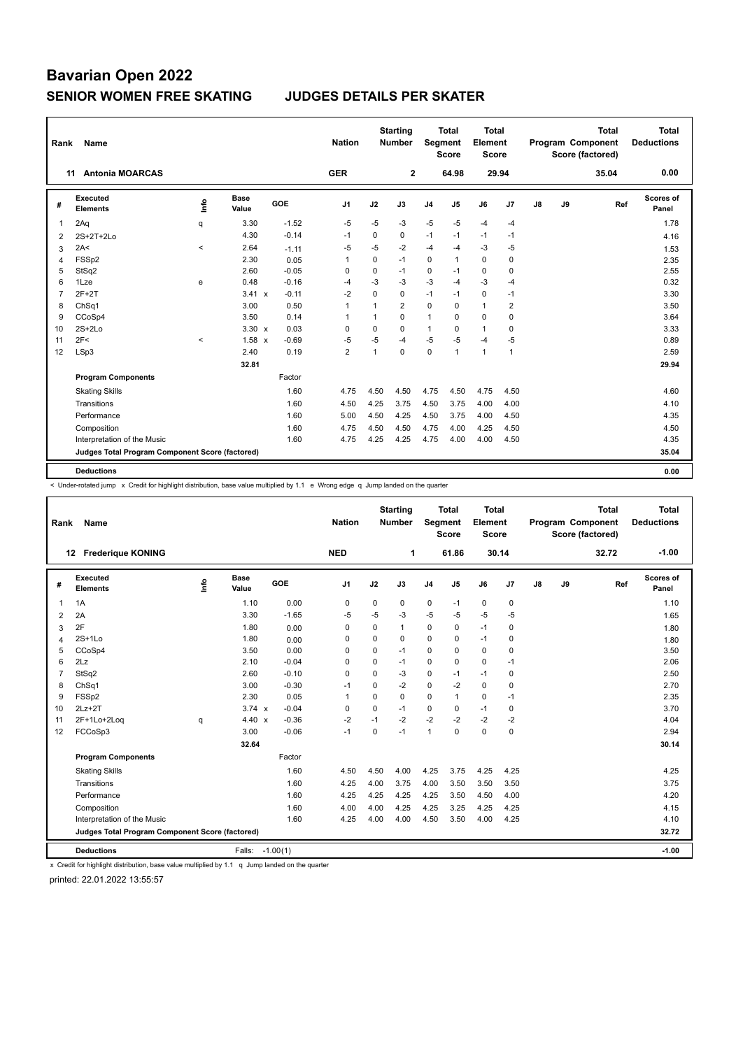# Bavarian Open 2022

## SENIOR WOMEN FREE SKATING    JUDGES DETAILS PER SKATER

| Rank | Name | Nation | Starting Number | Total Segment Score | Total Element Score | Total Program Component Score (factored) | Total Deductions |
|---|---|---|---|---|---|---|---|
| 11 | Antonia MOARCAS | GER | 2 | 64.98 | 29.94 | 35.04 | 0.00 |

| # | Executed Elements | Info | Base Value | | GOE | J1 | J2 | J3 | J4 | J5 | J6 | J7 | J8 | J9 | Ref | Scores of Panel |
|---|---|---|---|---|---|---|---|---|---|---|---|---|---|---|---|---|
| 1 | 2Aq | q | 3.30 | | -1.52 | -5 | -5 | -3 | -5 | -5 | -4 | -4 | | | | 1.78 |
| 2 | 2S+2T+2Lo | | 4.30 | | -0.14 | -1 | 0 | 0 | -1 | -1 | -1 | -1 | | | | 4.16 |
| 3 | 2A< | < | 2.64 | | -1.11 | -5 | -5 | -2 | -4 | -4 | -3 | -5 | | | | 1.53 |
| 4 | FSSp2 | | 2.30 | | 0.05 | 1 | 0 | -1 | 0 | 1 | 0 | 0 | | | | 2.35 |
| 5 | StSq2 | | 2.60 | | -0.05 | 0 | 0 | -1 | 0 | -1 | 0 | 0 | | | | 2.55 |
| 6 | 1Lze | e | 0.48 | | -0.16 | -4 | -3 | -3 | -3 | -4 | -3 | -4 | | | | 0.32 |
| 7 | 2F+2T | | 3.41 | x | -0.11 | -2 | 0 | 0 | -1 | -1 | 0 | -1 | | | | 3.30 |
| 8 | ChSq1 | | 3.00 | | 0.50 | 1 | 1 | 2 | 0 | 0 | 1 | 2 | | | | 3.50 |
| 9 | CCoSp4 | | 3.50 | | 0.14 | 1 | 1 | 0 | 1 | 0 | 0 | 0 | | | | 3.64 |
| 10 | 2S+2Lo | | 3.30 | x | 0.03 | 0 | 0 | 0 | 1 | 0 | 1 | 0 | | | | 3.33 |
| 11 | 2F< | < | 1.58 | x | -0.69 | -5 | -5 | -4 | -5 | -5 | -4 | -5 | | | | 0.89 |
| 12 | LSp3 | | 2.40 | | 0.19 | 2 | 1 | 0 | 0 | 1 | 1 | 1 | | | | 2.59 |
| | | | 32.81 | | | | | | | | | | | | | 29.94 |
| | **Program Components** | | | | Factor | | | | | | | | | | | |
| | Skating Skills | | | | 1.60 | 4.75 | 4.50 | 4.50 | 4.75 | 4.50 | 4.75 | 4.50 | | | | 4.60 |
| | Transitions | | | | 1.60 | 4.50 | 4.25 | 3.75 | 4.50 | 3.75 | 4.00 | 4.00 | | | | 4.10 |
| | Performance | | | | 1.60 | 5.00 | 4.50 | 4.25 | 4.50 | 3.75 | 4.00 | 4.50 | | | | 4.35 |
| | Composition | | | | 1.60 | 4.75 | 4.50 | 4.50 | 4.75 | 4.00 | 4.25 | 4.50 | | | | 4.50 |
| | Interpretation of the Music | | | | 1.60 | 4.75 | 4.25 | 4.25 | 4.75 | 4.00 | 4.00 | 4.50 | | | | 4.35 |
| | **Judges Total Program Component Score (factored)** | | | | | | | | | | | | | | | 35.04 |
| | **Deductions** | | | | | | | | | | | | | | | 0.00 |

< Under-rotated jump x Credit for highlight distribution, base value multiplied by 1.1 e Wrong edge q Jump landed on the quarter

| Rank | Name | Nation | Starting Number | Total Segment Score | Total Element Score | Total Program Component Score (factored) | Total Deductions |
|---|---|---|---|---|---|---|---|
| 12 | Frederique KONING | NED | 1 | 61.86 | 30.14 | 32.72 | -1.00 |

| # | Executed Elements | Info | Base Value | | GOE | J1 | J2 | J3 | J4 | J5 | J6 | J7 | J8 | J9 | Ref | Scores of Panel |
|---|---|---|---|---|---|---|---|---|---|---|---|---|---|---|---|---|
| 1 | 1A | | 1.10 | | 0.00 | 0 | 0 | 0 | 0 | -1 | 0 | 0 | | | | 1.10 |
| 2 | 2A | | 3.30 | | -1.65 | -5 | -5 | -3 | -5 | -5 | -5 | -5 | | | | 1.65 |
| 3 | 2F | | 1.80 | | 0.00 | 0 | 0 | 1 | 0 | 0 | -1 | 0 | | | | 1.80 |
| 4 | 2S+1Lo | | 1.80 | | 0.00 | 0 | 0 | 0 | 0 | 0 | -1 | 0 | | | | 1.80 |
| 5 | CCoSp4 | | 3.50 | | 0.00 | 0 | 0 | -1 | 0 | 0 | 0 | 0 | | | | 3.50 |
| 6 | 2Lz | | 2.10 | | -0.04 | 0 | 0 | -1 | 0 | 0 | 0 | -1 | | | | 2.06 |
| 7 | StSq2 | | 2.60 | | -0.10 | 0 | 0 | -3 | 0 | -1 | -1 | 0 | | | | 2.50 |
| 8 | ChSq1 | | 3.00 | | -0.30 | -1 | 0 | -2 | 0 | -2 | 0 | 0 | | | | 2.70 |
| 9 | FSSp2 | | 2.30 | | 0.05 | 1 | 0 | 0 | 0 | 1 | 0 | -1 | | | | 2.35 |
| 10 | 2Lz+2T | | 3.74 | x | -0.04 | 0 | 0 | -1 | 0 | 0 | -1 | 0 | | | | 3.70 |
| 11 | 2F+1Lo+2Loq | q | 4.40 | x | -0.36 | -2 | -1 | -2 | -2 | -2 | -2 | -2 | | | | 4.04 |
| 12 | FCCoSp3 | | 3.00 | | -0.06 | -1 | 0 | -1 | 1 | 0 | 0 | 0 | | | | 2.94 |
| | | | 32.64 | | | | | | | | | | | | | 30.14 |
| | **Program Components** | | | | Factor | | | | | | | | | | | |
| | Skating Skills | | | | 1.60 | 4.50 | 4.50 | 4.00 | 4.25 | 3.75 | 4.25 | 4.25 | | | | 4.25 |
| | Transitions | | | | 1.60 | 4.25 | 4.00 | 3.75 | 4.00 | 3.50 | 3.50 | 3.50 | | | | 3.75 |
| | Performance | | | | 1.60 | 4.25 | 4.25 | 4.25 | 4.25 | 3.50 | 4.50 | 4.00 | | | | 4.20 |
| | Composition | | | | 1.60 | 4.00 | 4.00 | 4.25 | 4.25 | 3.25 | 4.25 | 4.25 | | | | 4.15 |
| | Interpretation of the Music | | | | 1.60 | 4.25 | 4.00 | 4.00 | 4.50 | 3.50 | 4.00 | 4.25 | | | | 4.10 |
| | **Judges Total Program Component Score (factored)** | | | | | | | | | | | | | | | 32.72 |
| | **Deductions** | | Falls: | | -1.00(1) | | | | | | | | | | | -1.00 |

x Credit for highlight distribution, base value multiplied by 1.1 q Jump landed on the quarter

printed: 22.01.2022 13:55:57